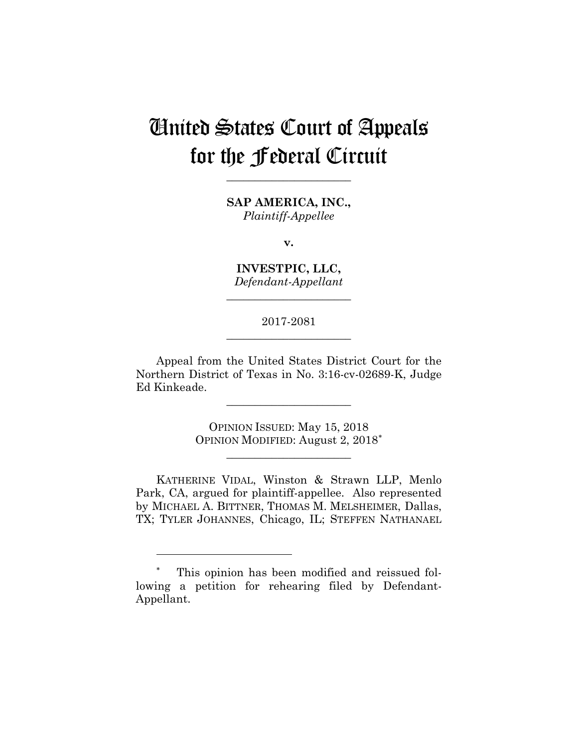# United States Court of Appeals for the Federal Circuit

---

**SAP AMERICA, INC.,**
*Plaintiff-Appellee*

**v.**

**INVESTPIC, LLC,**
*Defendant-Appellant*

---

2017-2081

---

Appeal from the United States District Court for the Northern District of Texas in No. 3:16-cv-02689-K, Judge Ed Kinkeade.

---

OPINION ISSUED: May 15, 2018
OPINION MODIFIED: August 2, 2018*

---

KATHERINE VIDAL, Winston & Strawn LLP, Menlo Park, CA, argued for plaintiff-appellee. Also represented by MICHAEL A. BITTNER, THOMAS M. MELSHEIMER, Dallas, TX; TYLER JOHANNES, Chicago, IL; STEFFEN NATHANAEL

---

\* This opinion has been modified and reissued following a petition for rehearing filed by Defendant-Appellant.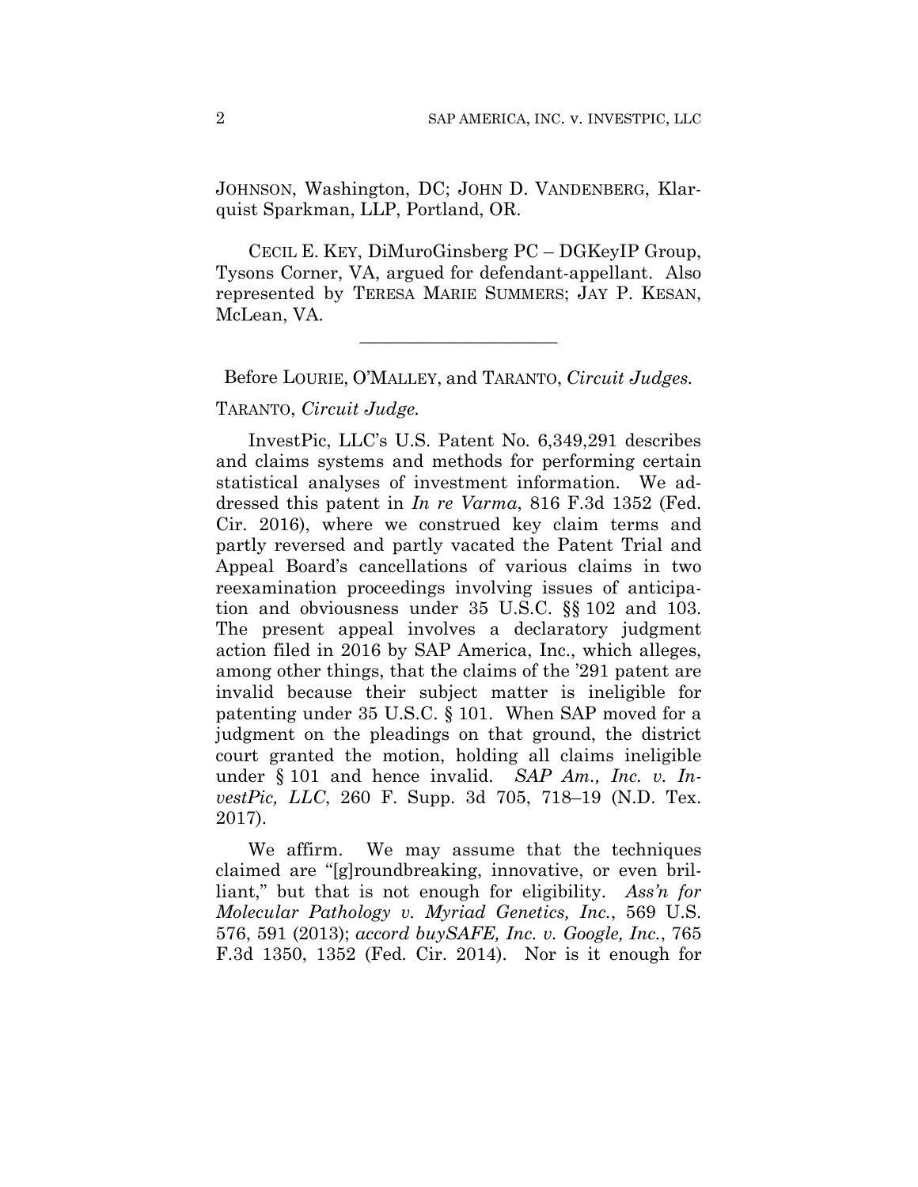JOHNSON, Washington, DC; JOHN D. VANDENBERG, Klarquist Sparkman, LLP, Portland, OR.

CECIL E. KEY, DiMuroGinsberg PC – DGKeyIP Group, Tysons Corner, VA, argued for defendant-appellant. Also represented by TERESA MARIE SUMMERS; JAY P. KESAN, McLean, VA.

---

Before LOURIE, O'MALLEY, and TARANTO, *Circuit Judges.*

TARANTO, *Circuit Judge.*

InvestPic, LLC's U.S. Patent No. 6,349,291 describes and claims systems and methods for performing certain statistical analyses of investment information. We addressed this patent in *In re Varma*, 816 F.3d 1352 (Fed. Cir. 2016), where we construed key claim terms and partly reversed and partly vacated the Patent Trial and Appeal Board's cancellations of various claims in two reexamination proceedings involving issues of anticipation and obviousness under 35 U.S.C. §§ 102 and 103. The present appeal involves a declaratory judgment action filed in 2016 by SAP America, Inc., which alleges, among other things, that the claims of the '291 patent are invalid because their subject matter is ineligible for patenting under 35 U.S.C. § 101. When SAP moved for a judgment on the pleadings on that ground, the district court granted the motion, holding all claims ineligible under § 101 and hence invalid. *SAP Am., Inc. v. InvestPic, LLC*, 260 F. Supp. 3d 705, 718–19 (N.D. Tex. 2017).

We affirm. We may assume that the techniques claimed are "[g]roundbreaking, innovative, or even brilliant," but that is not enough for eligibility. *Ass'n for Molecular Pathology v. Myriad Genetics, Inc.*, 569 U.S. 576, 591 (2013); *accord buySAFE, Inc. v. Google, Inc.*, 765 F.3d 1350, 1352 (Fed. Cir. 2014). Nor is it enough for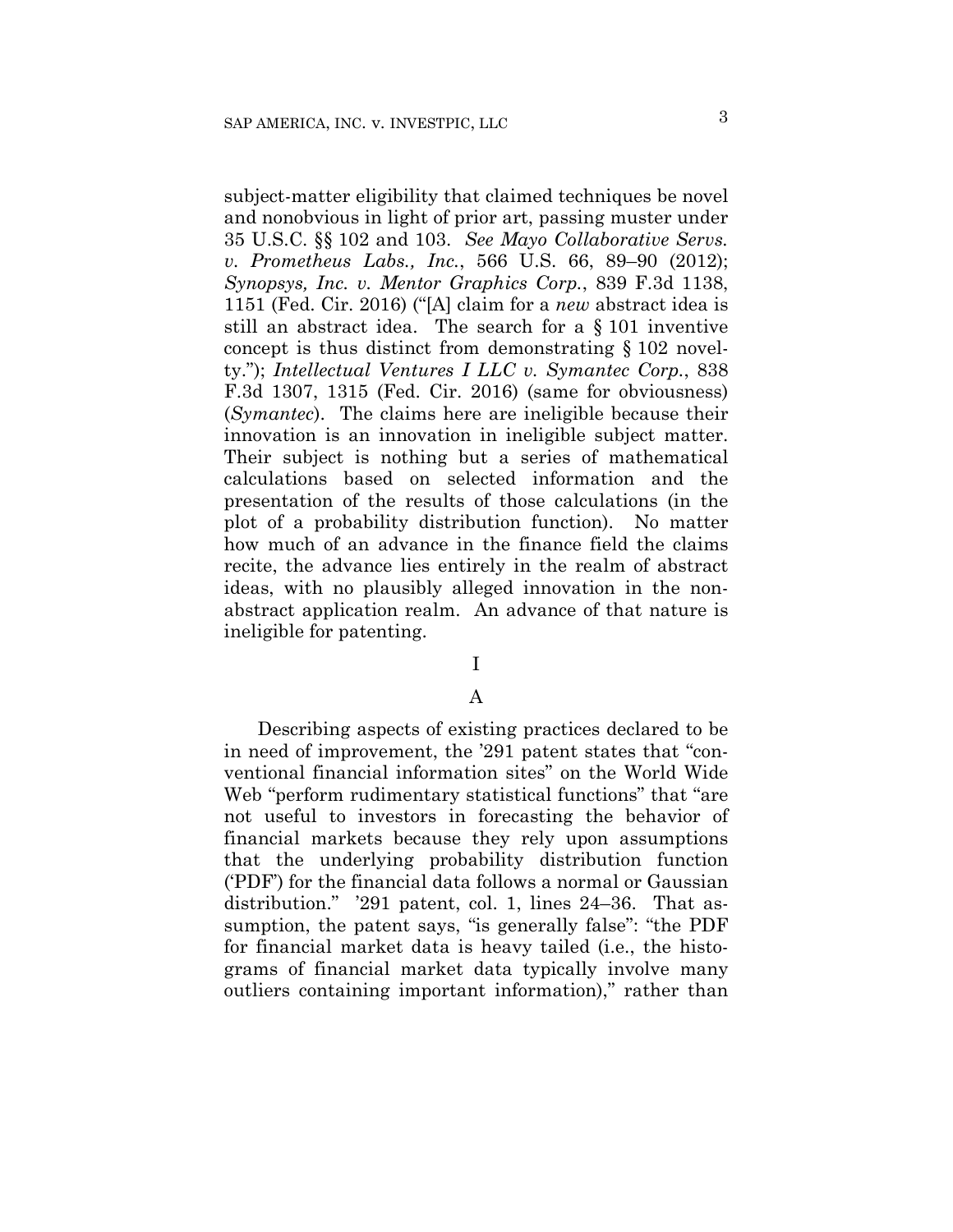subject-matter eligibility that claimed techniques be novel and nonobvious in light of prior art, passing muster under 35 U.S.C. §§ 102 and 103. *See Mayo Collaborative Servs. v. Prometheus Labs., Inc.*, 566 U.S. 66, 89–90 (2012); *Synopsys, Inc. v. Mentor Graphics Corp.*, 839 F.3d 1138, 1151 (Fed. Cir. 2016) ("[A] claim for a *new* abstract idea is still an abstract idea. The search for a § 101 inventive concept is thus distinct from demonstrating § 102 novelty."); *Intellectual Ventures I LLC v. Symantec Corp.*, 838 F.3d 1307, 1315 (Fed. Cir. 2016) (same for obviousness) (*Symantec*). The claims here are ineligible because their innovation is an innovation in ineligible subject matter. Their subject is nothing but a series of mathematical calculations based on selected information and the presentation of the results of those calculations (in the plot of a probability distribution function). No matter how much of an advance in the finance field the claims recite, the advance lies entirely in the realm of abstract ideas, with no plausibly alleged innovation in the non-abstract application realm. An advance of that nature is ineligible for patenting.

# I

## A

Describing aspects of existing practices declared to be in need of improvement, the '291 patent states that "conventional financial information sites" on the World Wide Web "perform rudimentary statistical functions" that "are not useful to investors in forecasting the behavior of financial markets because they rely upon assumptions that the underlying probability distribution function ('PDF') for the financial data follows a normal or Gaussian distribution." '291 patent, col. 1, lines 24–36. That assumption, the patent says, "is generally false": "the PDF for financial market data is heavy tailed (i.e., the histograms of financial market data typically involve many outliers containing important information)," rather than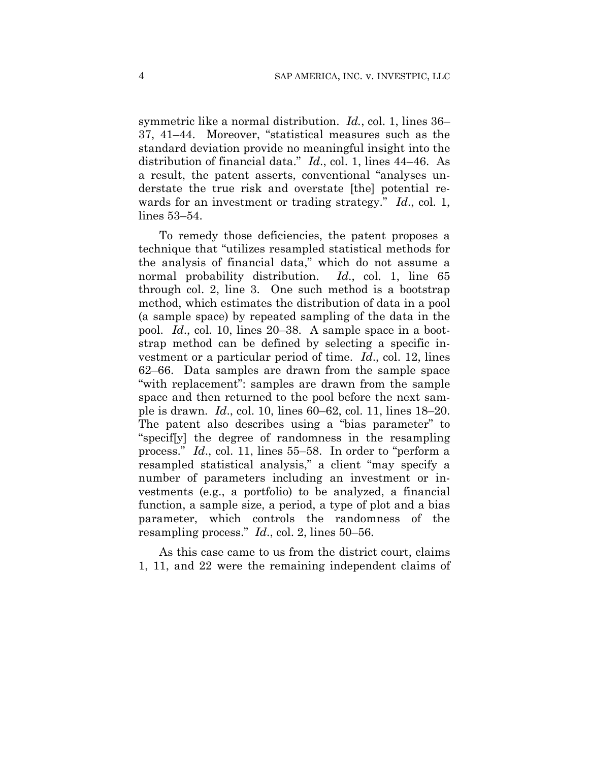symmetric like a normal distribution. *Id.*, col. 1, lines 36–37, 41–44. Moreover, "statistical measures such as the standard deviation provide no meaningful insight into the distribution of financial data." *Id.*, col. 1, lines 44–46. As a result, the patent asserts, conventional "analyses understate the true risk and overstate [the] potential rewards for an investment or trading strategy." *Id.*, col. 1, lines 53–54.

To remedy those deficiencies, the patent proposes a technique that "utilizes resampled statistical methods for the analysis of financial data," which do not assume a normal probability distribution. *Id.*, col. 1, line 65 through col. 2, line 3. One such method is a bootstrap method, which estimates the distribution of data in a pool (a sample space) by repeated sampling of the data in the pool. *Id.*, col. 10, lines 20–38. A sample space in a bootstrap method can be defined by selecting a specific investment or a particular period of time. *Id.*, col. 12, lines 62–66. Data samples are drawn from the sample space "with replacement": samples are drawn from the sample space and then returned to the pool before the next sample is drawn. *Id.*, col. 10, lines 60–62, col. 11, lines 18–20. The patent also describes using a "bias parameter" to "specif[y] the degree of randomness in the resampling process." *Id.*, col. 11, lines 55–58. In order to "perform a resampled statistical analysis," a client "may specify a number of parameters including an investment or investments (e.g., a portfolio) to be analyzed, a financial function, a sample size, a period, a type of plot and a bias parameter, which controls the randomness of the resampling process." *Id.*, col. 2, lines 50–56.

As this case came to us from the district court, claims 1, 11, and 22 were the remaining independent claims of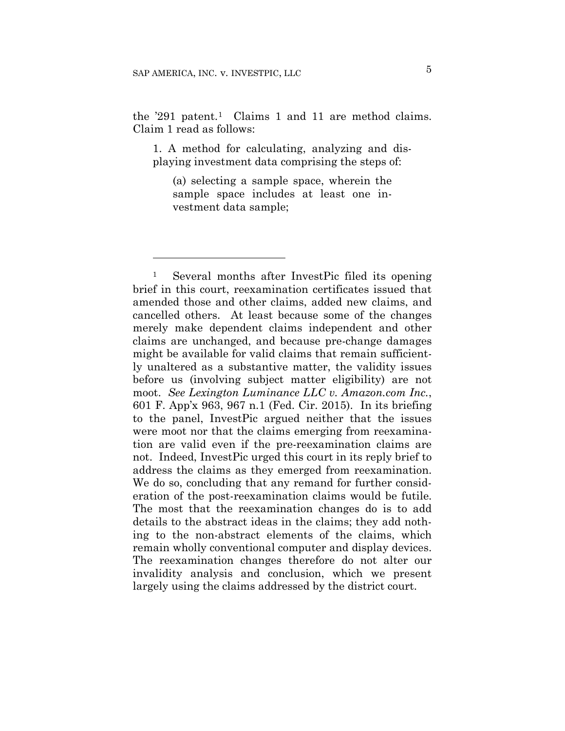the '291 patent.[1] Claims 1 and 11 are method claims. Claim 1 read as follows:

> 1. A method for calculating, analyzing and displaying investment data comprising the steps of:
>
> > (a) selecting a sample space, wherein the sample space includes at least one investment data sample;

---

[1] Several months after InvestPic filed its opening brief in this court, reexamination certificates issued that amended those and other claims, added new claims, and cancelled others. At least because some of the changes merely make dependent claims independent and other claims are unchanged, and because pre-change damages might be available for valid claims that remain sufficiently unaltered as a substantive matter, the validity issues before us (involving subject matter eligibility) are not moot. *See Lexington Luminance LLC v. Amazon.com Inc.*, 601 F. App'x 963, 967 n.1 (Fed. Cir. 2015). In its briefing to the panel, InvestPic argued neither that the issues were moot nor that the claims emerging from reexamination are valid even if the pre-reexamination claims are not. Indeed, InvestPic urged this court in its reply brief to address the claims as they emerged from reexamination. We do so, concluding that any remand for further consideration of the post-reexamination claims would be futile. The most that the reexamination changes do is to add details to the abstract ideas in the claims; they add nothing to the non-abstract elements of the claims, which remain wholly conventional computer and display devices. The reexamination changes therefore do not alter our invalidity analysis and conclusion, which we present largely using the claims addressed by the district court.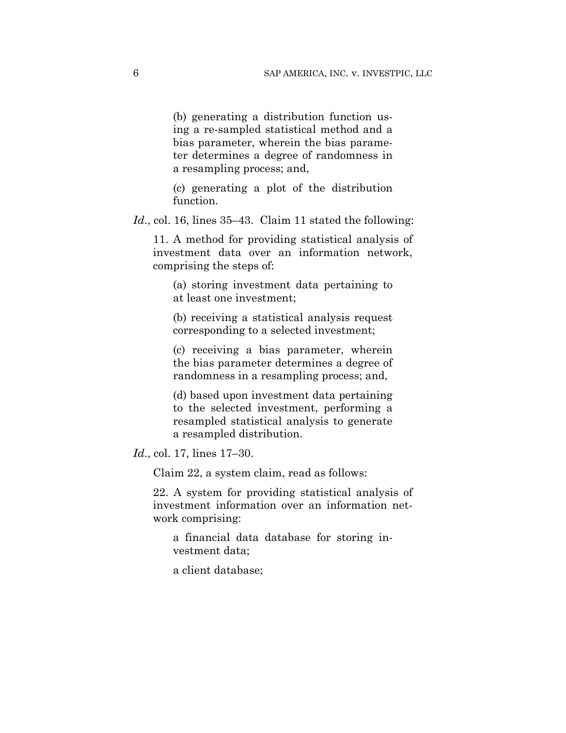> (b) generating a distribution function using a re-sampled statistical method and a bias parameter, wherein the bias parameter determines a degree of randomness in a resampling process; and,
>
> (c) generating a plot of the distribution function.

*Id.*, col. 16, lines 35–43. Claim 11 stated the following:

> 11. A method for providing statistical analysis of investment data over an information network, comprising the steps of:
>
> (a) storing investment data pertaining to at least one investment;
>
> (b) receiving a statistical analysis request corresponding to a selected investment;
>
> (c) receiving a bias parameter, wherein the bias parameter determines a degree of randomness in a resampling process; and,
>
> (d) based upon investment data pertaining to the selected investment, performing a resampled statistical analysis to generate a resampled distribution.

*Id.*, col. 17, lines 17–30.

Claim 22, a system claim, read as follows:

> 22. A system for providing statistical analysis of investment information over an information network comprising:
>
> a financial data database for storing investment data;
>
> a client database;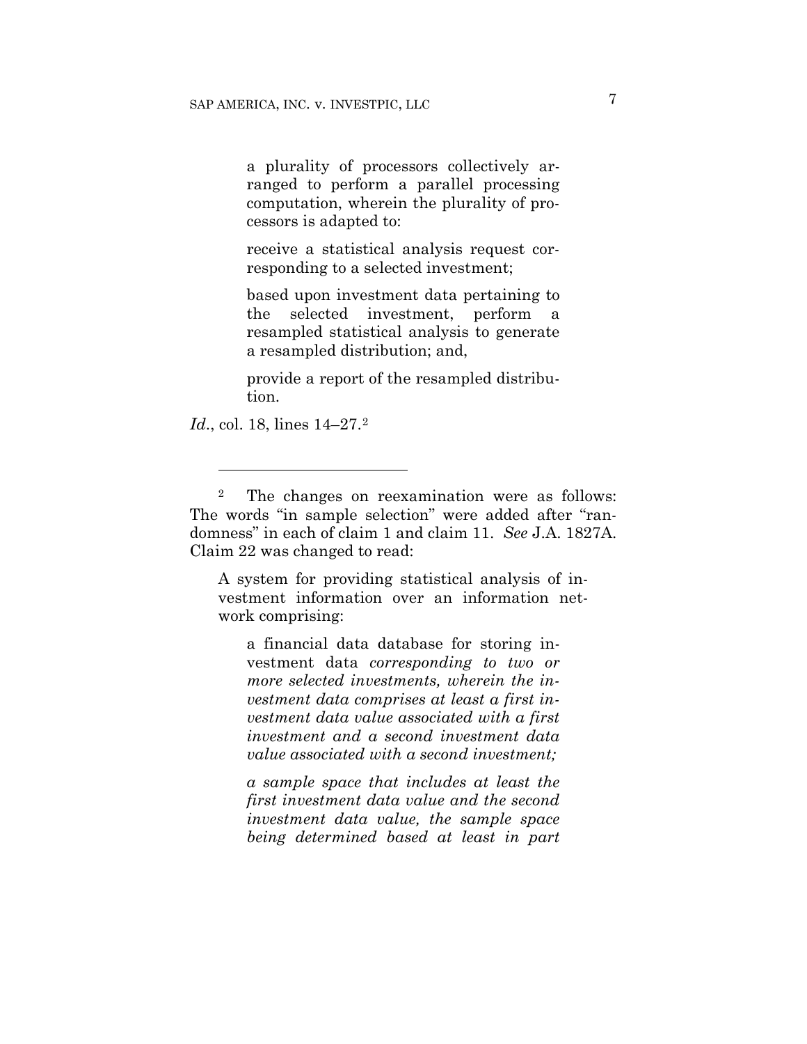> a plurality of processors collectively arranged to perform a parallel processing computation, wherein the plurality of processors is adapted to:
>
> receive a statistical analysis request corresponding to a selected investment;
>
> based upon investment data pertaining to the selected investment, perform a resampled statistical analysis to generate a resampled distribution; and,
>
> provide a report of the resampled distribution.

*Id*., col. 18, lines 14–27.[2]

---

[2] The changes on reexamination were as follows: The words "in sample selection" were added after "randomness" in each of claim 1 and claim 11. *See* J.A. 1827A. Claim 22 was changed to read:

> A system for providing statistical analysis of investment information over an information network comprising:
>
> > a financial data database for storing investment data *corresponding to two or more selected investments, wherein the investment data comprises at least a first investment data value associated with a first investment and a second investment data value associated with a second investment;*
> >
> > *a sample space that includes at least the first investment data value and the second investment data value, the sample space being determined based at least in part*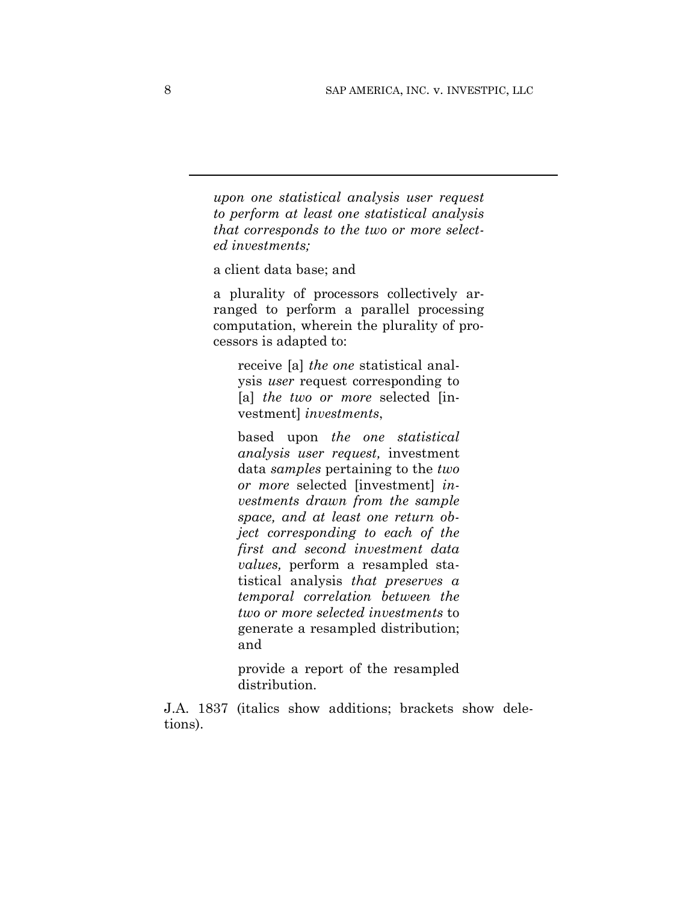*upon one statistical analysis user request to perform at least one statistical analysis that corresponds to the two or more selected investments;*

> a client data base; and
>
> a plurality of processors collectively arranged to perform a parallel processing computation, wherein the plurality of processors is adapted to:
>
> > receive [a] *the one* statistical analysis *user* request corresponding to [a] *the two or more* selected [investment] *investments*,
> >
> > based upon *the one statistical analysis user request,* investment data *samples* pertaining to the *two or more* selected [investment] *investments drawn from the sample space, and at least one return object corresponding to each of the first and second investment data values,* perform a resampled statistical analysis *that preserves a temporal correlation between the two or more selected investments* to generate a resampled distribution; and
> >
> > provide a report of the resampled distribution.

J.A. 1837 (italics show additions; brackets show deletions).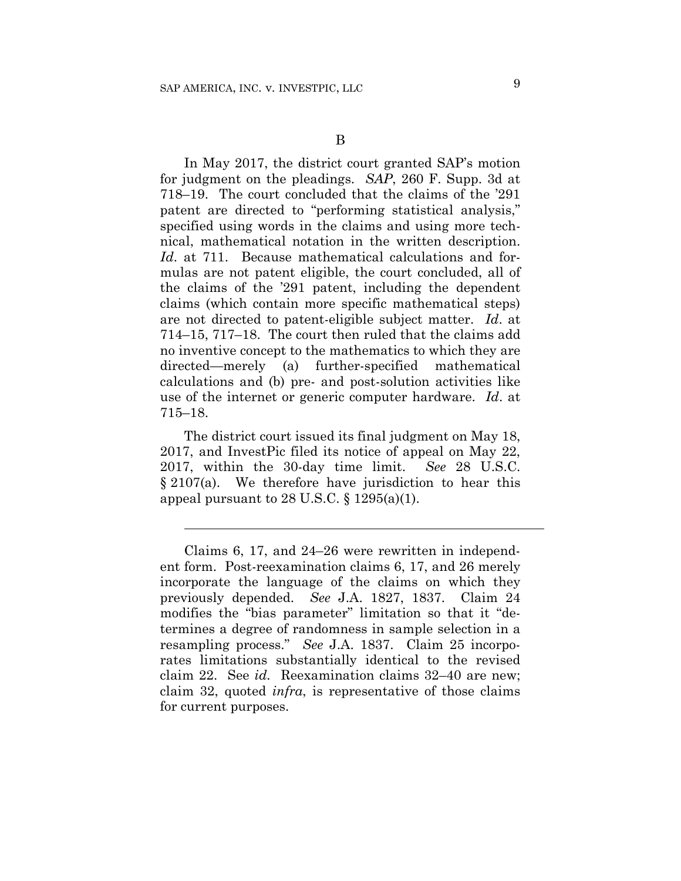B

In May 2017, the district court granted SAP's motion for judgment on the pleadings. *SAP*, 260 F. Supp. 3d at 718–19. The court concluded that the claims of the '291 patent are directed to "performing statistical analysis," specified using words in the claims and using more technical, mathematical notation in the written description. *Id*. at 711. Because mathematical calculations and formulas are not patent eligible, the court concluded, all of the claims of the '291 patent, including the dependent claims (which contain more specific mathematical steps) are not directed to patent-eligible subject matter. *Id*. at 714–15, 717–18. The court then ruled that the claims add no inventive concept to the mathematics to which they are directed—merely (a) further-specified mathematical calculations and (b) pre- and post-solution activities like use of the internet or generic computer hardware. *Id*. at 715–18.

The district court issued its final judgment on May 18, 2017, and InvestPic filed its notice of appeal on May 22, 2017, within the 30-day time limit. *See* 28 U.S.C. § 2107(a). We therefore have jurisdiction to hear this appeal pursuant to 28 U.S.C. § 1295(a)(1).

---

Claims 6, 17, and 24–26 were rewritten in independent form. Post-reexamination claims 6, 17, and 26 merely incorporate the language of the claims on which they previously depended. *See* J.A. 1827, 1837. Claim 24 modifies the "bias parameter" limitation so that it "determines a degree of randomness in sample selection in a resampling process." *See* J.A. 1837. Claim 25 incorporates limitations substantially identical to the revised claim 22. See *id.* Reexamination claims 32–40 are new; claim 32, quoted *infra*, is representative of those claims for current purposes.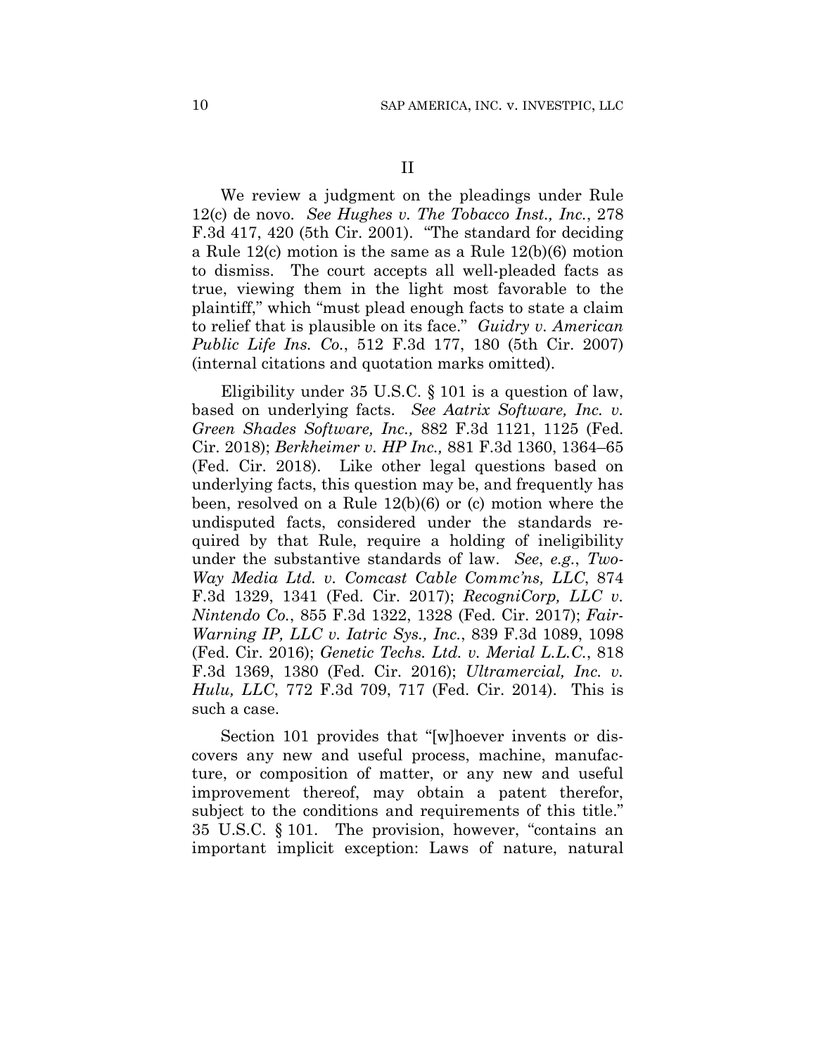## II

We review a judgment on the pleadings under Rule 12(c) de novo. *See Hughes v. The Tobacco Inst., Inc.*, 278 F.3d 417, 420 (5th Cir. 2001). "The standard for deciding a Rule 12(c) motion is the same as a Rule 12(b)(6) motion to dismiss. The court accepts all well-pleaded facts as true, viewing them in the light most favorable to the plaintiff," which "must plead enough facts to state a claim to relief that is plausible on its face." *Guidry v. American Public Life Ins. Co.*, 512 F.3d 177, 180 (5th Cir. 2007) (internal citations and quotation marks omitted).

Eligibility under 35 U.S.C. § 101 is a question of law, based on underlying facts. *See Aatrix Software, Inc. v. Green Shades Software, Inc.,* 882 F.3d 1121, 1125 (Fed. Cir. 2018); *Berkheimer v. HP Inc.,* 881 F.3d 1360, 1364–65 (Fed. Cir. 2018). Like other legal questions based on underlying facts, this question may be, and frequently has been, resolved on a Rule 12(b)(6) or (c) motion where the undisputed facts, considered under the standards required by that Rule, require a holding of ineligibility under the substantive standards of law. *See*, *e.g.*, *Two-Way Media Ltd. v. Comcast Cable Commc'ns, LLC*, 874 F.3d 1329, 1341 (Fed. Cir. 2017); *RecogniCorp, LLC v. Nintendo Co.*, 855 F.3d 1322, 1328 (Fed. Cir. 2017); *FairWarning IP, LLC v. Iatric Sys., Inc.*, 839 F.3d 1089, 1098 (Fed. Cir. 2016); *Genetic Techs. Ltd. v. Merial L.L.C.*, 818 F.3d 1369, 1380 (Fed. Cir. 2016); *Ultramercial, Inc. v. Hulu, LLC*, 772 F.3d 709, 717 (Fed. Cir. 2014). This is such a case.

Section 101 provides that "[w]hoever invents or discovers any new and useful process, machine, manufacture, or composition of matter, or any new and useful improvement thereof, may obtain a patent therefor, subject to the conditions and requirements of this title." 35 U.S.C. § 101. The provision, however, "contains an important implicit exception: Laws of nature, natural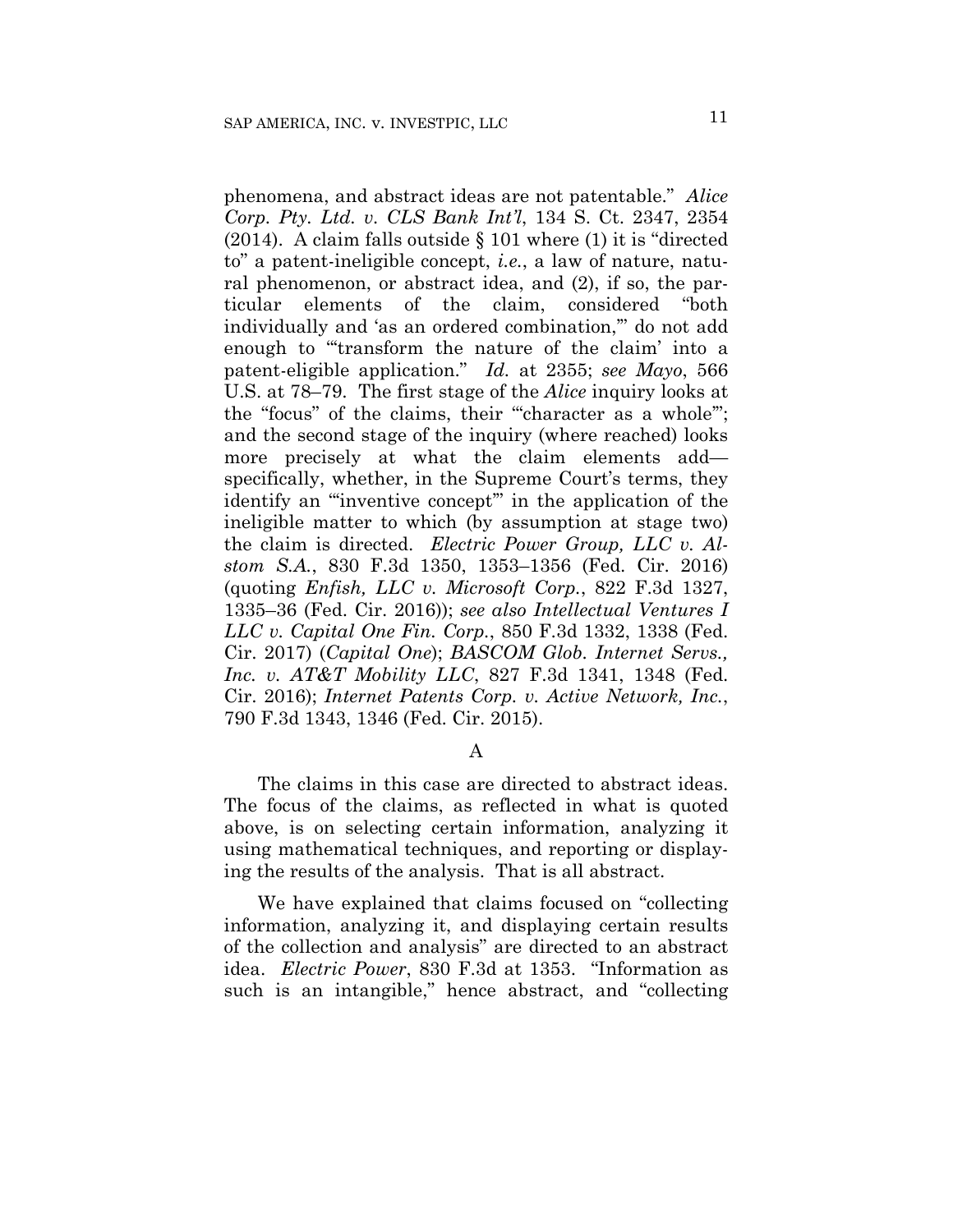phenomena, and abstract ideas are not patentable." *Alice Corp. Pty. Ltd. v. CLS Bank Int'l*, 134 S. Ct. 2347, 2354 (2014). A claim falls outside § 101 where (1) it is "directed to" a patent-ineligible concept, *i.e.*, a law of nature, natural phenomenon, or abstract idea, and (2), if so, the particular elements of the claim, considered "both individually and 'as an ordered combination,'" do not add enough to "'transform the nature of the claim' into a patent-eligible application." *Id.* at 2355; *see Mayo*, 566 U.S. at 78–79. The first stage of the *Alice* inquiry looks at the "focus" of the claims, their "'character as a whole'"; and the second stage of the inquiry (where reached) looks more precisely at what the claim elements add—specifically, whether, in the Supreme Court's terms, they identify an "'inventive concept'" in the application of the ineligible matter to which (by assumption at stage two) the claim is directed. *Electric Power Group, LLC v. Alstom S.A.*, 830 F.3d 1350, 1353–1356 (Fed. Cir. 2016) (quoting *Enfish, LLC v. Microsoft Corp.*, 822 F.3d 1327, 1335–36 (Fed. Cir. 2016)); *see also Intellectual Ventures I LLC v. Capital One Fin. Corp.*, 850 F.3d 1332, 1338 (Fed. Cir. 2017) (*Capital One*); *BASCOM Glob. Internet Servs., Inc. v. AT&T Mobility LLC*, 827 F.3d 1341, 1348 (Fed. Cir. 2016); *Internet Patents Corp. v. Active Network, Inc.*, 790 F.3d 1343, 1346 (Fed. Cir. 2015).

A

The claims in this case are directed to abstract ideas. The focus of the claims, as reflected in what is quoted above, is on selecting certain information, analyzing it using mathematical techniques, and reporting or displaying the results of the analysis. That is all abstract.

We have explained that claims focused on "collecting information, analyzing it, and displaying certain results of the collection and analysis" are directed to an abstract idea. *Electric Power*, 830 F.3d at 1353. "Information as such is an intangible," hence abstract, and "collecting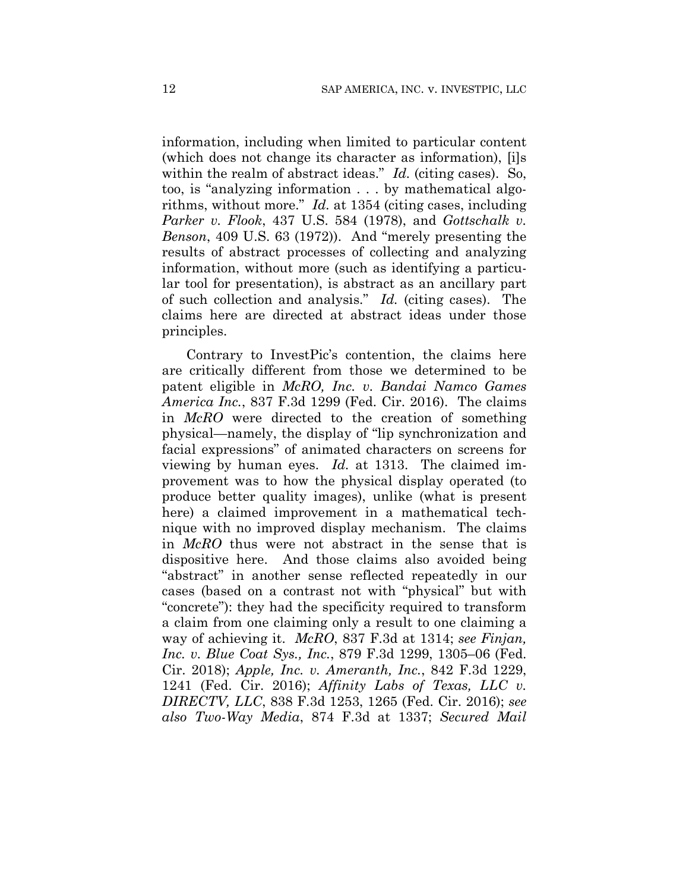information, including when limited to particular content (which does not change its character as information), [i]s within the realm of abstract ideas." *Id.* (citing cases). So, too, is "analyzing information . . . by mathematical algorithms, without more." *Id.* at 1354 (citing cases, including *Parker v. Flook*, 437 U.S. 584 (1978), and *Gottschalk v. Benson*, 409 U.S. 63 (1972)). And "merely presenting the results of abstract processes of collecting and analyzing information, without more (such as identifying a particular tool for presentation), is abstract as an ancillary part of such collection and analysis." *Id.* (citing cases). The claims here are directed at abstract ideas under those principles.

Contrary to InvestPic's contention, the claims here are critically different from those we determined to be patent eligible in *McRO, Inc. v. Bandai Namco Games America Inc.*, 837 F.3d 1299 (Fed. Cir. 2016). The claims in *McRO* were directed to the creation of something physical—namely, the display of "lip synchronization and facial expressions" of animated characters on screens for viewing by human eyes. *Id.* at 1313. The claimed improvement was to how the physical display operated (to produce better quality images), unlike (what is present here) a claimed improvement in a mathematical technique with no improved display mechanism. The claims in *McRO* thus were not abstract in the sense that is dispositive here. And those claims also avoided being "abstract" in another sense reflected repeatedly in our cases (based on a contrast not with "physical" but with "concrete"): they had the specificity required to transform a claim from one claiming only a result to one claiming a way of achieving it. *McRO*, 837 F.3d at 1314; *see Finjan, Inc. v. Blue Coat Sys., Inc.*, 879 F.3d 1299, 1305–06 (Fed. Cir. 2018); *Apple, Inc. v. Ameranth, Inc.*, 842 F.3d 1229, 1241 (Fed. Cir. 2016); *Affinity Labs of Texas, LLC v. DIRECTV, LLC*, 838 F.3d 1253, 1265 (Fed. Cir. 2016); *see also Two-Way Media*, 874 F.3d at 1337; *Secured Mail*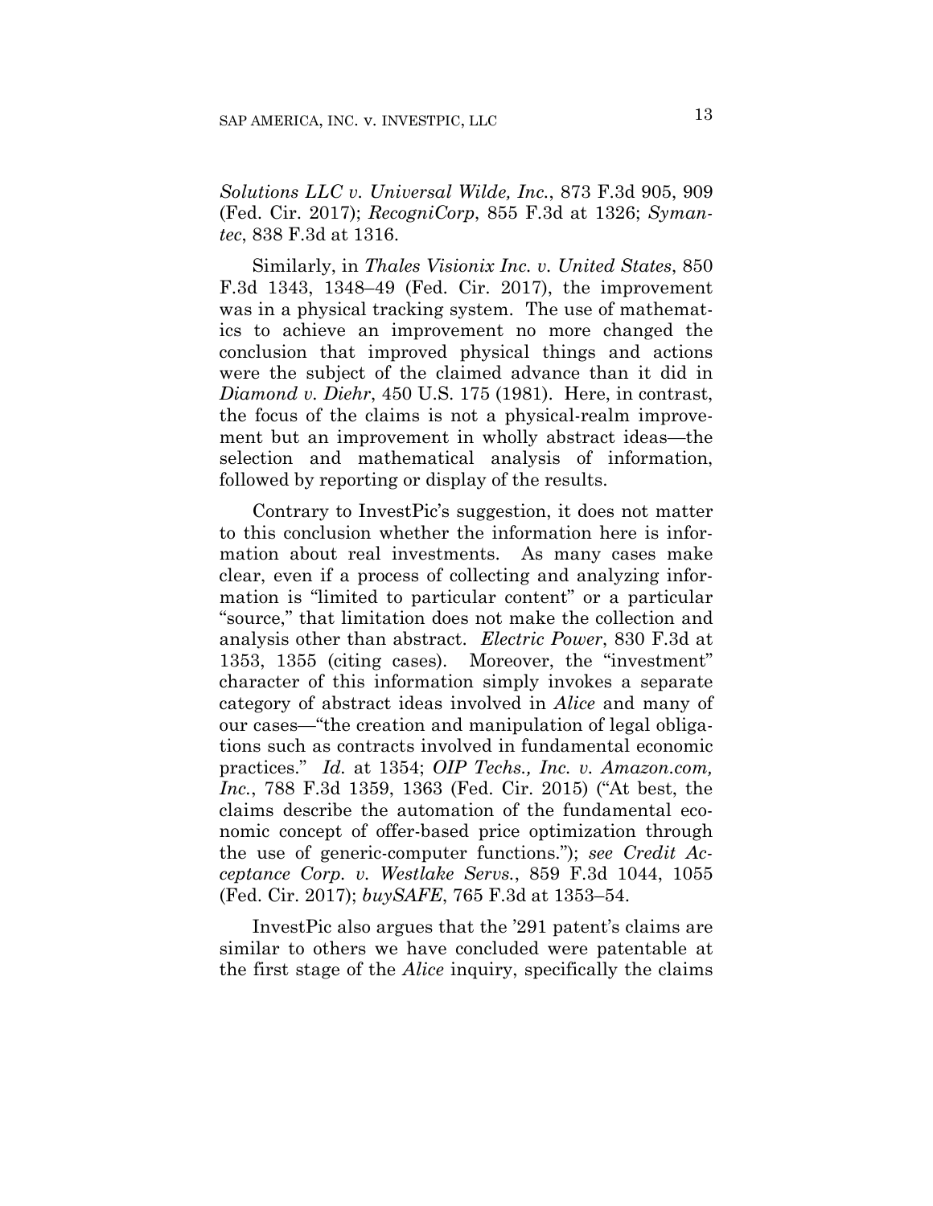*Solutions LLC v. Universal Wilde, Inc.*, 873 F.3d 905, 909 (Fed. Cir. 2017); *RecogniCorp*, 855 F.3d at 1326; *Symantec*, 838 F.3d at 1316.

Similarly, in *Thales Visionix Inc. v. United States*, 850 F.3d 1343, 1348–49 (Fed. Cir. 2017), the improvement was in a physical tracking system. The use of mathematics to achieve an improvement no more changed the conclusion that improved physical things and actions were the subject of the claimed advance than it did in *Diamond v. Diehr*, 450 U.S. 175 (1981). Here, in contrast, the focus of the claims is not a physical-realm improvement but an improvement in wholly abstract ideas—the selection and mathematical analysis of information, followed by reporting or display of the results.

Contrary to InvestPic's suggestion, it does not matter to this conclusion whether the information here is information about real investments. As many cases make clear, even if a process of collecting and analyzing information is "limited to particular content" or a particular "source," that limitation does not make the collection and analysis other than abstract. *Electric Power*, 830 F.3d at 1353, 1355 (citing cases). Moreover, the "investment" character of this information simply invokes a separate category of abstract ideas involved in *Alice* and many of our cases—"the creation and manipulation of legal obligations such as contracts involved in fundamental economic practices." *Id.* at 1354; *OIP Techs., Inc. v. Amazon.com, Inc.*, 788 F.3d 1359, 1363 (Fed. Cir. 2015) ("At best, the claims describe the automation of the fundamental economic concept of offer-based price optimization through the use of generic-computer functions."); *see Credit Acceptance Corp. v. Westlake Servs.*, 859 F.3d 1044, 1055 (Fed. Cir. 2017); *buySAFE*, 765 F.3d at 1353–54.

InvestPic also argues that the '291 patent's claims are similar to others we have concluded were patentable at the first stage of the *Alice* inquiry, specifically the claims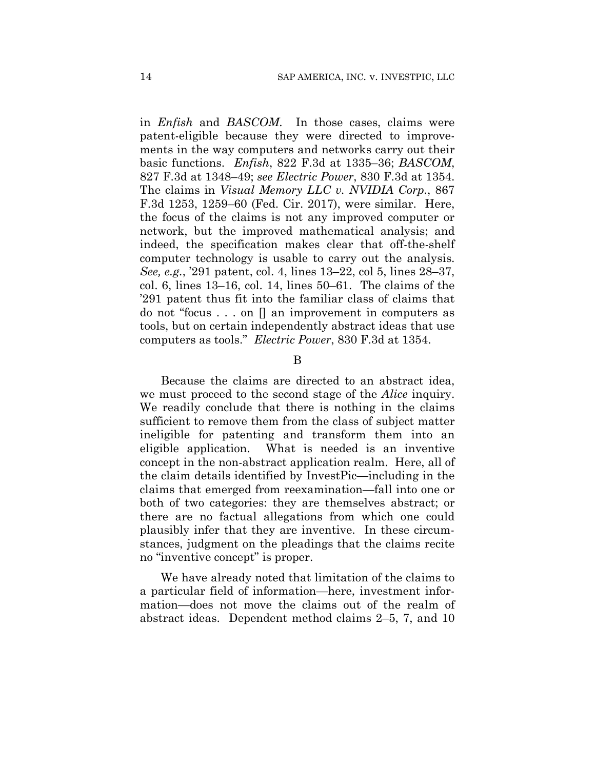in *Enfish* and *BASCOM*. In those cases, claims were patent-eligible because they were directed to improvements in the way computers and networks carry out their basic functions. *Enfish*, 822 F.3d at 1335–36; *BASCOM*, 827 F.3d at 1348–49; *see Electric Power*, 830 F.3d at 1354. The claims in *Visual Memory LLC v. NVIDIA Corp.*, 867 F.3d 1253, 1259–60 (Fed. Cir. 2017), were similar. Here, the focus of the claims is not any improved computer or network, but the improved mathematical analysis; and indeed, the specification makes clear that off-the-shelf computer technology is usable to carry out the analysis. *See, e.g.*, '291 patent, col. 4, lines 13–22, col 5, lines 28–37, col. 6, lines 13–16, col. 14, lines 50–61. The claims of the '291 patent thus fit into the familiar class of claims that do not "focus . . . on [] an improvement in computers as tools, but on certain independently abstract ideas that use computers as tools." *Electric Power*, 830 F.3d at 1354.

B

Because the claims are directed to an abstract idea, we must proceed to the second stage of the *Alice* inquiry. We readily conclude that there is nothing in the claims sufficient to remove them from the class of subject matter ineligible for patenting and transform them into an eligible application. What is needed is an inventive concept in the non-abstract application realm. Here, all of the claim details identified by InvestPic—including in the claims that emerged from reexamination—fall into one or both of two categories: they are themselves abstract; or there are no factual allegations from which one could plausibly infer that they are inventive. In these circumstances, judgment on the pleadings that the claims recite no "inventive concept" is proper.

We have already noted that limitation of the claims to a particular field of information—here, investment information—does not move the claims out of the realm of abstract ideas. Dependent method claims 2–5, 7, and 10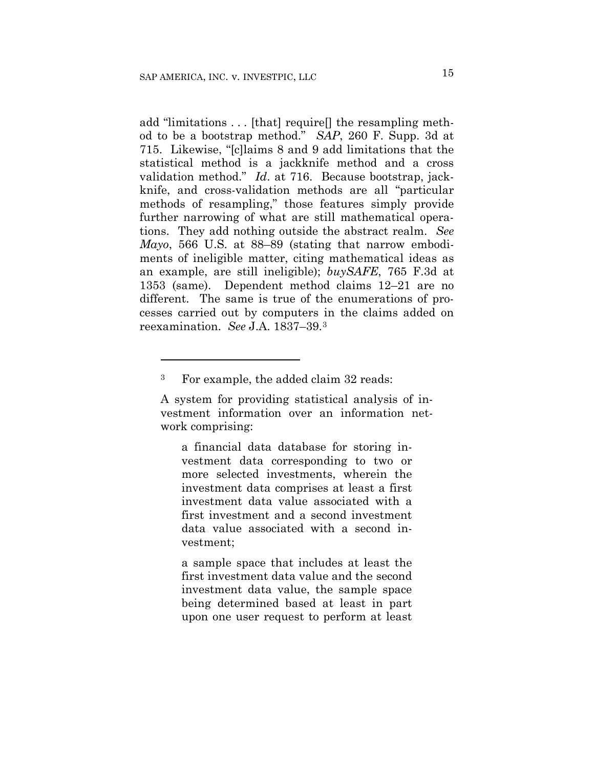add "limitations . . . [that] require[] the resampling method to be a bootstrap method." *SAP*, 260 F. Supp. 3d at 715. Likewise, "[c]laims 8 and 9 add limitations that the statistical method is a jackknife method and a cross validation method." *Id*. at 716. Because bootstrap, jackknife, and cross-validation methods are all "particular methods of resampling," those features simply provide further narrowing of what are still mathematical operations. They add nothing outside the abstract realm. *See Mayo*, 566 U.S. at 88–89 (stating that narrow embodiments of ineligible matter, citing mathematical ideas as an example, are still ineligible); *buySAFE*, 765 F.3d at 1353 (same). Dependent method claims 12–21 are no different. The same is true of the enumerations of processes carried out by computers in the claims added on reexamination. *See* J.A. 1837–39.[3]

---

[3] For example, the added claim 32 reads:

> A system for providing statistical analysis of investment information over an information network comprising:
>
> > a financial data database for storing investment data corresponding to two or more selected investments, wherein the investment data comprises at least a first investment data value associated with a first investment and a second investment data value associated with a second investment;
> >
> > a sample space that includes at least the first investment data value and the second investment data value, the sample space being determined based at least in part upon one user request to perform at least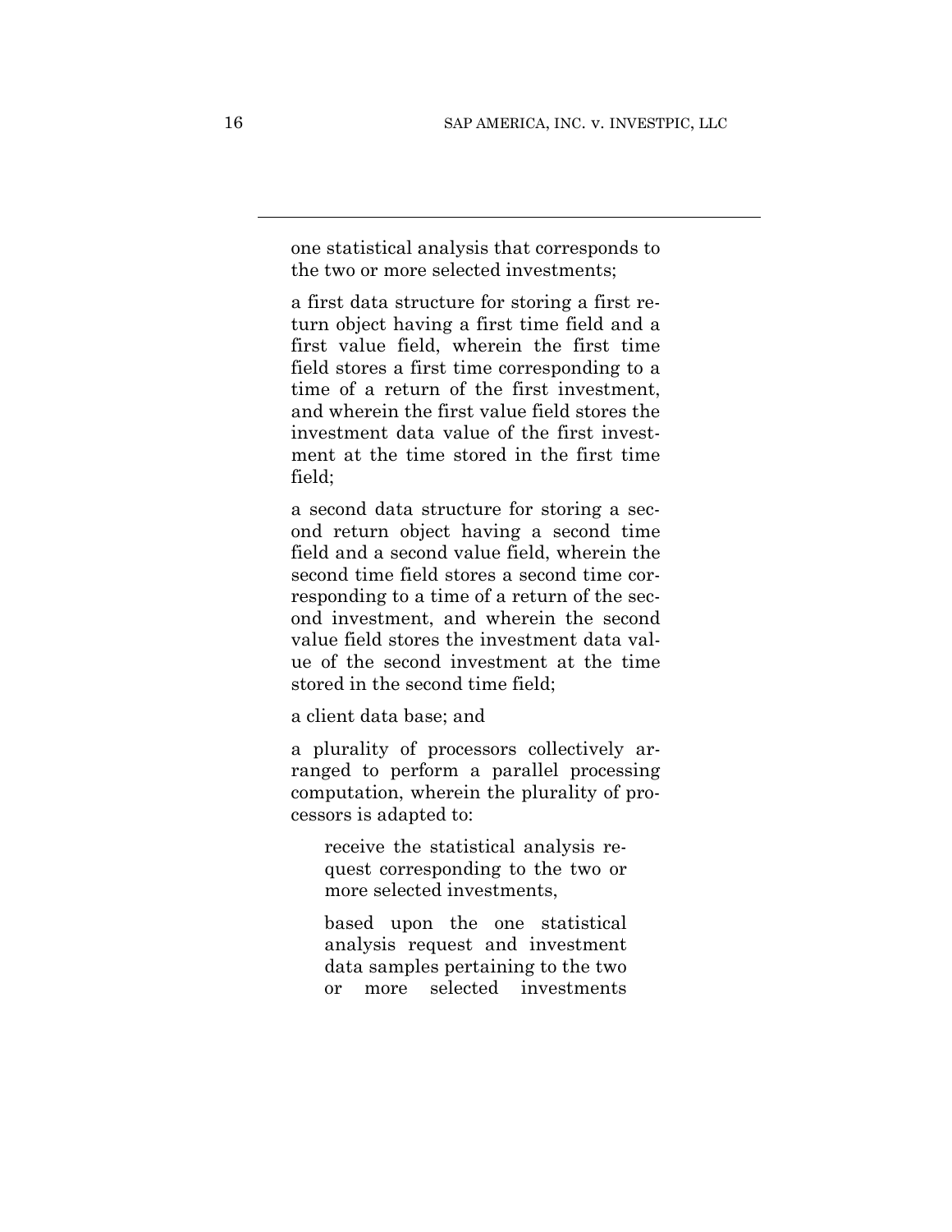one statistical analysis that corresponds to the two or more selected investments;

a first data structure for storing a first return object having a first time field and a first value field, wherein the first time field stores a first time corresponding to a time of a return of the first investment, and wherein the first value field stores the investment data value of the first investment at the time stored in the first time field;

a second data structure for storing a second return object having a second time field and a second value field, wherein the second time field stores a second time corresponding to a time of a return of the second investment, and wherein the second value field stores the investment data value of the second investment at the time stored in the second time field;

a client data base; and

a plurality of processors collectively arranged to perform a parallel processing computation, wherein the plurality of processors is adapted to:

> receive the statistical analysis request corresponding to the two or more selected investments,
>
> based upon the one statistical analysis request and investment data samples pertaining to the two or more selected investments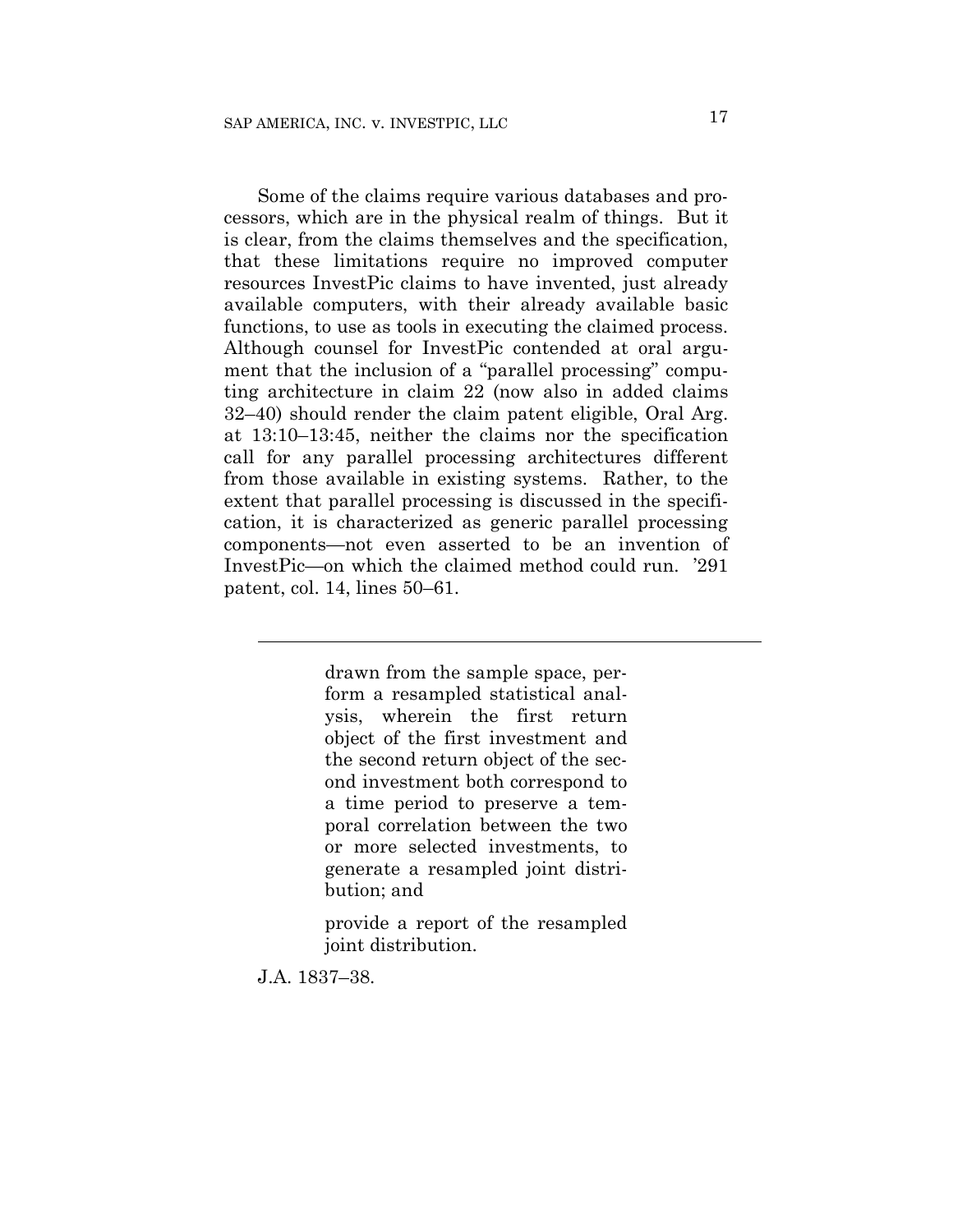Some of the claims require various databases and processors, which are in the physical realm of things. But it is clear, from the claims themselves and the specification, that these limitations require no improved computer resources InvestPic claims to have invented, just already available computers, with their already available basic functions, to use as tools in executing the claimed process. Although counsel for InvestPic contended at oral argument that the inclusion of a "parallel processing" computing architecture in claim 22 (now also in added claims 32–40) should render the claim patent eligible, Oral Arg. at 13:10–13:45, neither the claims nor the specification call for any parallel processing architectures different from those available in existing systems. Rather, to the extent that parallel processing is discussed in the specification, it is characterized as generic parallel processing components—not even asserted to be an invention of InvestPic—on which the claimed method could run. '291 patent, col. 14, lines 50–61.

---

> drawn from the sample space, perform a resampled statistical analysis, wherein the first return object of the first investment and the second return object of the second investment both correspond to a time period to preserve a temporal correlation between the two or more selected investments, to generate a resampled joint distribution; and
>
> provide a report of the resampled joint distribution.

J.A. 1837–38.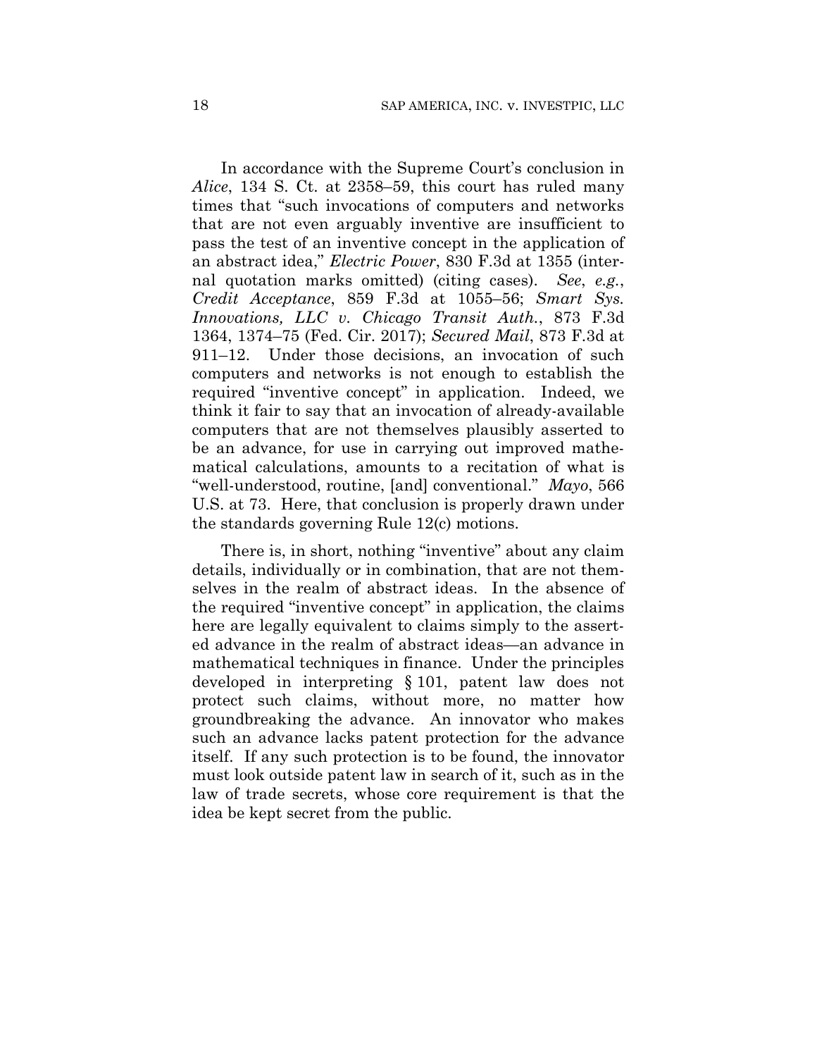In accordance with the Supreme Court's conclusion in *Alice*, 134 S. Ct. at 2358–59, this court has ruled many times that "such invocations of computers and networks that are not even arguably inventive are insufficient to pass the test of an inventive concept in the application of an abstract idea," *Electric Power*, 830 F.3d at 1355 (internal quotation marks omitted) (citing cases). *See*, *e.g.*, *Credit Acceptance*, 859 F.3d at 1055–56; *Smart Sys. Innovations, LLC v. Chicago Transit Auth.*, 873 F.3d 1364, 1374–75 (Fed. Cir. 2017); *Secured Mail*, 873 F.3d at 911–12. Under those decisions, an invocation of such computers and networks is not enough to establish the required "inventive concept" in application. Indeed, we think it fair to say that an invocation of already-available computers that are not themselves plausibly asserted to be an advance, for use in carrying out improved mathematical calculations, amounts to a recitation of what is "well-understood, routine, [and] conventional." *Mayo*, 566 U.S. at 73. Here, that conclusion is properly drawn under the standards governing Rule 12(c) motions.

There is, in short, nothing "inventive" about any claim details, individually or in combination, that are not themselves in the realm of abstract ideas. In the absence of the required "inventive concept" in application, the claims here are legally equivalent to claims simply to the asserted advance in the realm of abstract ideas—an advance in mathematical techniques in finance. Under the principles developed in interpreting § 101, patent law does not protect such claims, without more, no matter how groundbreaking the advance. An innovator who makes such an advance lacks patent protection for the advance itself. If any such protection is to be found, the innovator must look outside patent law in search of it, such as in the law of trade secrets, whose core requirement is that the idea be kept secret from the public.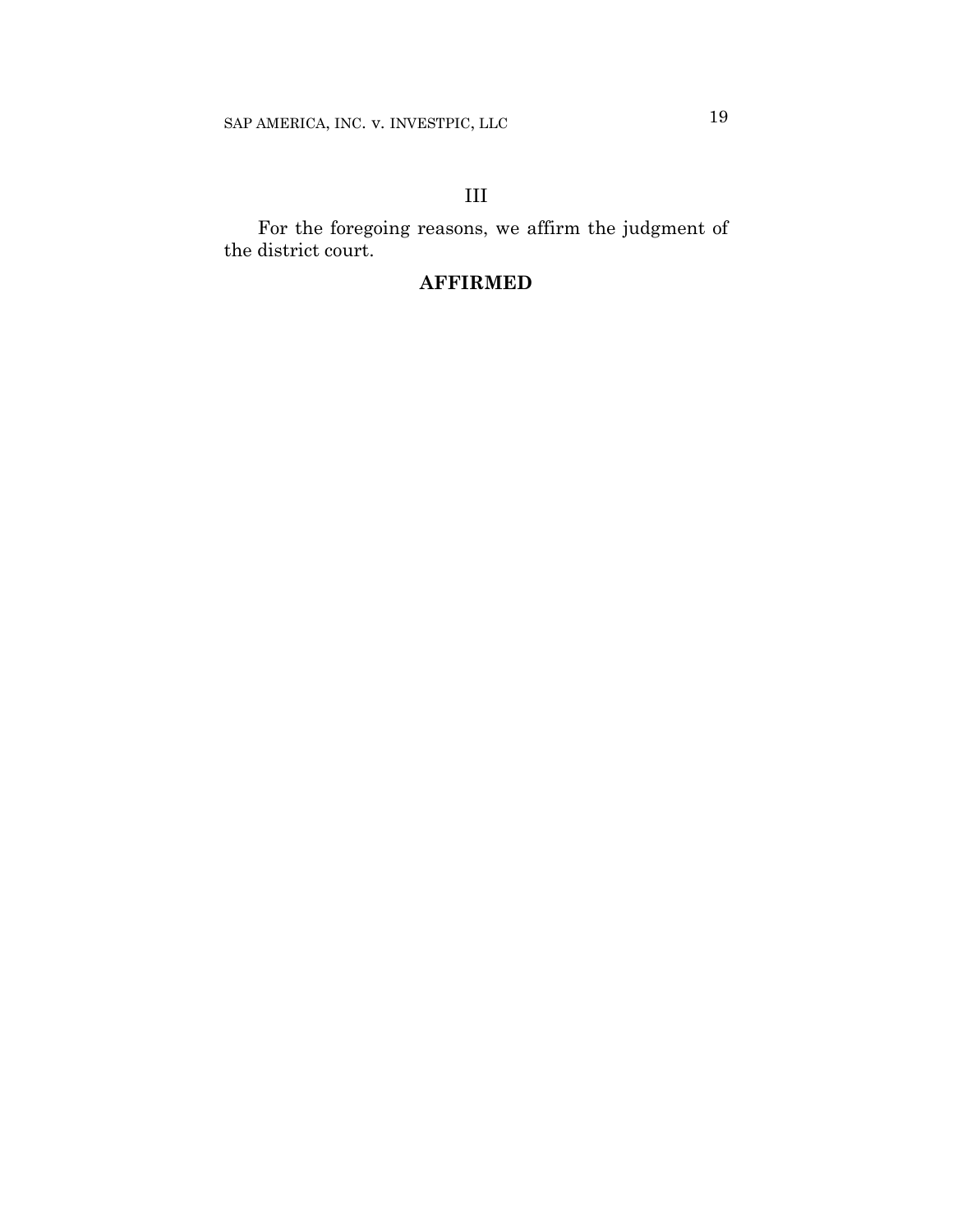## III

For the foregoing reasons, we affirm the judgment of the district court.

**AFFIRMED**